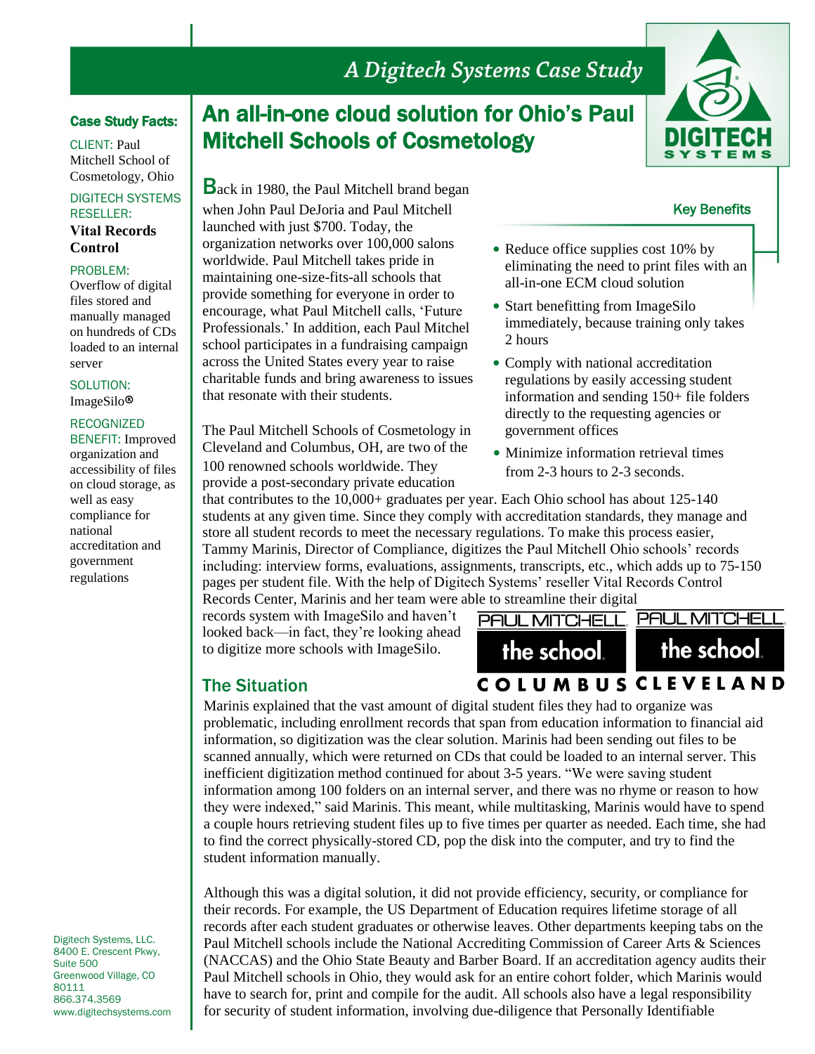*A Digitech Systems Case Study*

# An all-in-one cloud solution for Ohio's Paul Mitchell Schools of Cosmetology

**Case Study Facts:**

CLIENT: Paul Mitchell School of Cosmetology, Ohio

DIGITECH SYSTEMS RESELLER: **Vital Records Control**

PROBLEM: Overflow of digital files stored and manually managed on hundreds of CDs loaded to an internal server

SOLUTION: ImageSilo®

RECOGNIZED BENEFIT: Improved organization and accessibility of files on cloud storage, as well as easy compliance for national accreditation and government regulations

Back in 1980, the Paul Mitchell brand began when John Paul DeJoria and Paul Mitchell launched with just $700. Today, the organization networks over 100,000 salons worldwide. Paul Mitchell takes pride in maintaining one-size-fits-all schools that provide something for everyone in order to encourage, what Paul Mitchell calls, 'Future Professionals.' In addition, each Paul Mitchel school participates in a fundraising campaign across the United States every year to raise charitable funds and bring awareness to issues that resonate with their students.

**Key Benefits**

- Reduce office supplies cost 10% by eliminating the need to print files with an all-in-one ECM cloud solution
- Start benefitting from ImageSilo immediately, because training only takes 2 hours
- Comply with national accreditation regulations by easily accessing student information and sending 150+ file folders directly to the requesting agencies or government offices
- Minimize information retrieval times from 2-3 hours to 2-3 seconds.

The Paul Mitchell Schools of Cosmetology in Cleveland and Columbus, OH, are two of the 100 renowned schools worldwide. They provide a post-secondary private education that contributes to the 10,000+ graduates per year. Each Ohio school has about 125-140 students at any given time. Since they comply with accreditation standards, they manage and store all student records to meet the necessary regulations. To make this process easier, Tammy Marinis, Director of Compliance, digitizes the Paul Mitchell Ohio schools' records including: interview forms, evaluations, assignments, transcripts, etc., which adds up to 75-150 pages per student file. With the help of Digitech Systems' reseller Vital Records Control Records Center, Marinis and her team were able to streamline their digital records system with ImageSilo and haven't looked back—in fact, they're looking ahead to digitize more schools with ImageSilo.

PAUL MITCHELL the school COLUMBUS | PAUL MITCHELL the school CLEVELAND

## The Situation

Marinis explained that the vast amount of digital student files they had to organize was problematic, including enrollment records that span from education information to financial aid information, so digitization was the clear solution. Marinis had been sending out files to be scanned annually, which were returned on CDs that could be loaded to an internal server. This inefficient digitization method continued for about 3-5 years. "We were saving student information among 100 folders on an internal server, and there was no rhyme or reason to how they were indexed," said Marinis. This meant, while multitasking, Marinis would have to spend a couple hours retrieving student files up to five times per quarter as needed. Each time, she had to find the correct physically-stored CD, pop the disk into the computer, and try to find the student information manually.

Although this was a digital solution, it did not provide efficiency, security, or compliance for their records. For example, the US Department of Education requires lifetime storage of all records after each student graduates or otherwise leaves. Other departments keeping tabs on the Paul Mitchell schools include the National Accrediting Commission of Career Arts & Sciences (NACCAS) and the Ohio State Beauty and Barber Board. If an accreditation agency audits their Paul Mitchell schools in Ohio, they would ask for an entire cohort folder, which Marinis would have to search for, print and compile for the audit. All schools also have a legal responsibility for security of student information, involving due-diligence that Personally Identifiable

Digitech Systems, LLC.
8400 E. Crescent Pkwy, Suite 500
Greenwood Village, CO 80111
866.374.3569
www.digitechsystems.com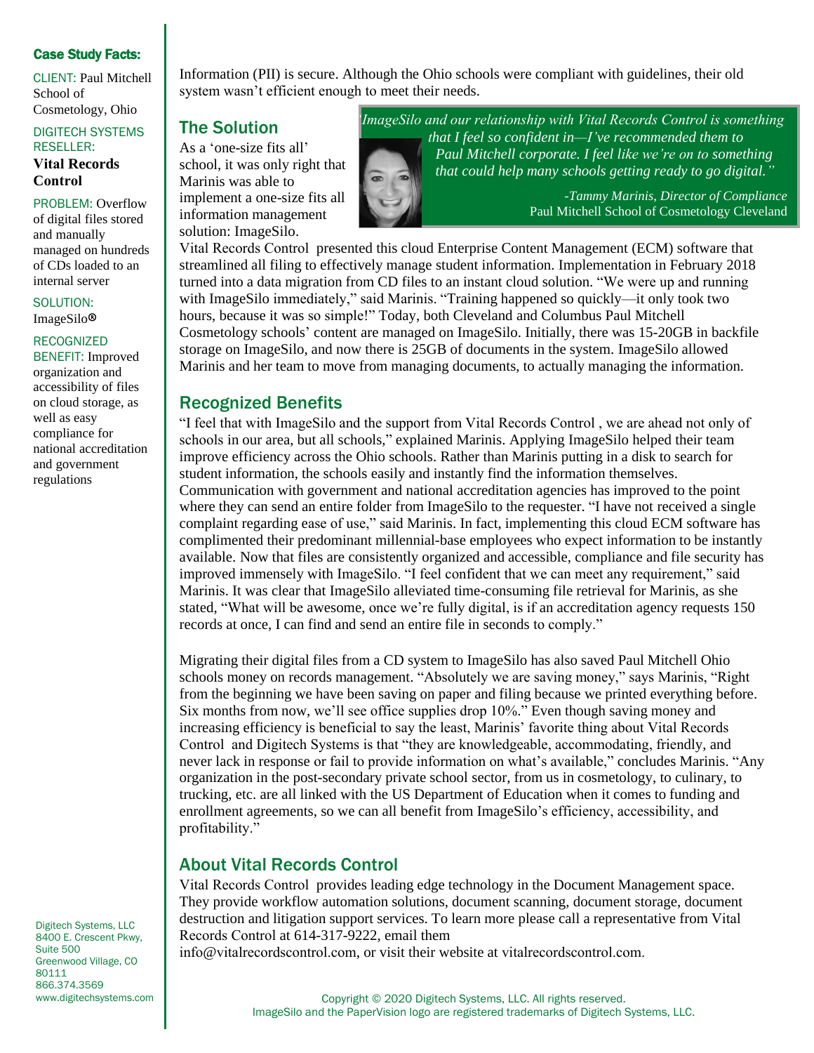**Case Study Facts:**

CLIENT: Paul Mitchell School of Cosmetology, Ohio

DIGITECH SYSTEMS RESELLER: **Vital Records Control**

PROBLEM: Overflow of digital files stored and manually managed on hundreds of CDs loaded to an internal server

SOLUTION: ImageSilo®

RECOGNIZED BENEFIT: Improved organization and accessibility of files on cloud storage, as well as easy compliance for national accreditation and government regulations

Digitech Systems, LLC
8400 E. Crescent Pkwy, Suite 500
Greenwood Village, CO 80111
866.374.3569
www.digitechsystems.com

Information (PII) is secure. Although the Ohio schools were compliant with guidelines, their old system wasn't efficient enough to meet their needs.

## The Solution

As a 'one-size fits all' school, it was only right that Marinis was able to implement a one-size fits all information management solution: ImageSilo.

> *"ImageSilo and our relationship with Vital Records Control is something that I feel so confident in—I've recommended them to Paul Mitchell corporate. I feel like we're on to something that could help many schools getting ready to go digital."*
>
> *-Tammy Marinis, Director of Compliance*
> Paul Mitchell School of Cosmetology Cleveland

Vital Records Control presented this cloud Enterprise Content Management (ECM) software that streamlined all filing to effectively manage student information. Implementation in February 2018 turned into a data migration from CD files to an instant cloud solution. "We were up and running with ImageSilo immediately," said Marinis. "Training happened so quickly—it only took two hours, because it was so simple!" Today, both Cleveland and Columbus Paul Mitchell Cosmetology schools' content are managed on ImageSilo. Initially, there was 15-20GB in backfile storage on ImageSilo, and now there is 25GB of documents in the system. ImageSilo allowed Marinis and her team to move from managing documents, to actually managing the information.

## Recognized Benefits

"I feel that with ImageSilo and the support from Vital Records Control , we are ahead not only of schools in our area, but all schools," explained Marinis. Applying ImageSilo helped their team improve efficiency across the Ohio schools. Rather than Marinis putting in a disk to search for student information, the schools easily and instantly find the information themselves. Communication with government and national accreditation agencies has improved to the point where they can send an entire folder from ImageSilo to the requester. "I have not received a single complaint regarding ease of use," said Marinis. In fact, implementing this cloud ECM software has complimented their predominant millennial-base employees who expect information to be instantly available. Now that files are consistently organized and accessible, compliance and file security has improved immensely with ImageSilo. "I feel confident that we can meet any requirement," said Marinis. It was clear that ImageSilo alleviated time-consuming file retrieval for Marinis, as she stated, "What will be awesome, once we're fully digital, is if an accreditation agency requests 150 records at once, I can find and send an entire file in seconds to comply."

Migrating their digital files from a CD system to ImageSilo has also saved Paul Mitchell Ohio schools money on records management. "Absolutely we are saving money," says Marinis, "Right from the beginning we have been saving on paper and filing because we printed everything before. Six months from now, we'll see office supplies drop 10%." Even though saving money and increasing efficiency is beneficial to say the least, Marinis' favorite thing about Vital Records Control and Digitech Systems is that "they are knowledgeable, accommodating, friendly, and never lack in response or fail to provide information on what's available," concludes Marinis. "Any organization in the post-secondary private school sector, from us in cosmetology, to culinary, to trucking, etc. are all linked with the US Department of Education when it comes to funding and enrollment agreements, so we can all benefit from ImageSilo's efficiency, accessibility, and profitability."

## About Vital Records Control

Vital Records Control provides leading edge technology in the Document Management space. They provide workflow automation solutions, document scanning, document storage, document destruction and litigation support services. To learn more please call a representative from Vital Records Control at 614-317-9222, email them info@vitalrecordscontrol.com, or visit their website at vitalrecordscontrol.com.

Copyright © 2020 Digitech Systems, LLC. All rights reserved.
ImageSilo and the PaperVision logo are registered trademarks of Digitech Systems, LLC.